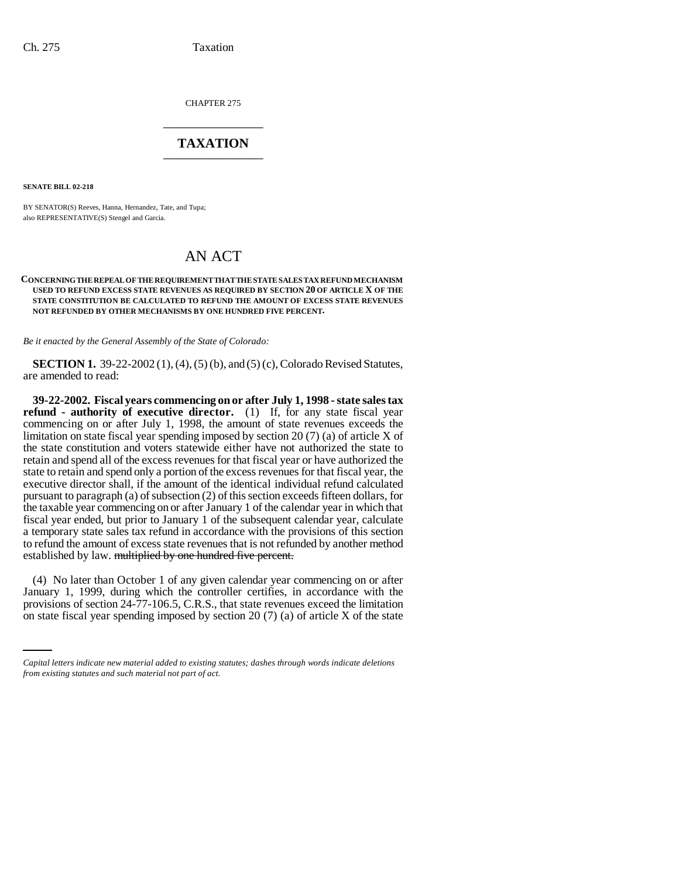CHAPTER 275

## TAXATION

**SENATE BILL 02-218**

BY SENATOR(S) Reeves, Hanna, Hernandez, Tate, and Tupa;
also REPRESENTATIVE(S) Stengel and Garcia.

# AN ACT

**CONCERNING THE REPEAL OF THE REQUIREMENT THAT THE STATE SALES TAX REFUND MECHANISM USED TO REFUND EXCESS STATE REVENUES AS REQUIRED BY SECTION 20 OF ARTICLE X OF THE STATE CONSTITUTION BE CALCULATED TO REFUND THE AMOUNT OF EXCESS STATE REVENUES NOT REFUNDED BY OTHER MECHANISMS BY ONE HUNDRED FIVE PERCENT.**

*Be it enacted by the General Assembly of the State of Colorado:*

**SECTION 1.** 39-22-2002 (1), (4), (5) (b), and (5) (c), Colorado Revised Statutes, are amended to read:

**39-22-2002. Fiscal years commencing on or after July 1, 1998 - state sales tax refund - authority of executive director.** (1) If, for any state fiscal year commencing on or after July 1, 1998, the amount of state revenues exceeds the limitation on state fiscal year spending imposed by section 20 (7) (a) of article X of the state constitution and voters statewide either have not authorized the state to retain and spend all of the excess revenues for that fiscal year or have authorized the state to retain and spend only a portion of the excess revenues for that fiscal year, the executive director shall, if the amount of the identical individual refund calculated pursuant to paragraph (a) of subsection (2) of this section exceeds fifteen dollars, for the taxable year commencing on or after January 1 of the calendar year in which that fiscal year ended, but prior to January 1 of the subsequent calendar year, calculate a temporary state sales tax refund in accordance with the provisions of this section to refund the amount of excess state revenues that is not refunded by another method established by law. ~~multiplied by one hundred five percent.~~

(4) No later than October 1 of any given calendar year commencing on or after January 1, 1999, during which the controller certifies, in accordance with the provisions of section 24-77-106.5, C.R.S., that state revenues exceed the limitation on state fiscal year spending imposed by section 20 (7) (a) of article X of the state

*Capital letters indicate new material added to existing statutes; dashes through words indicate deletions from existing statutes and such material not part of act.*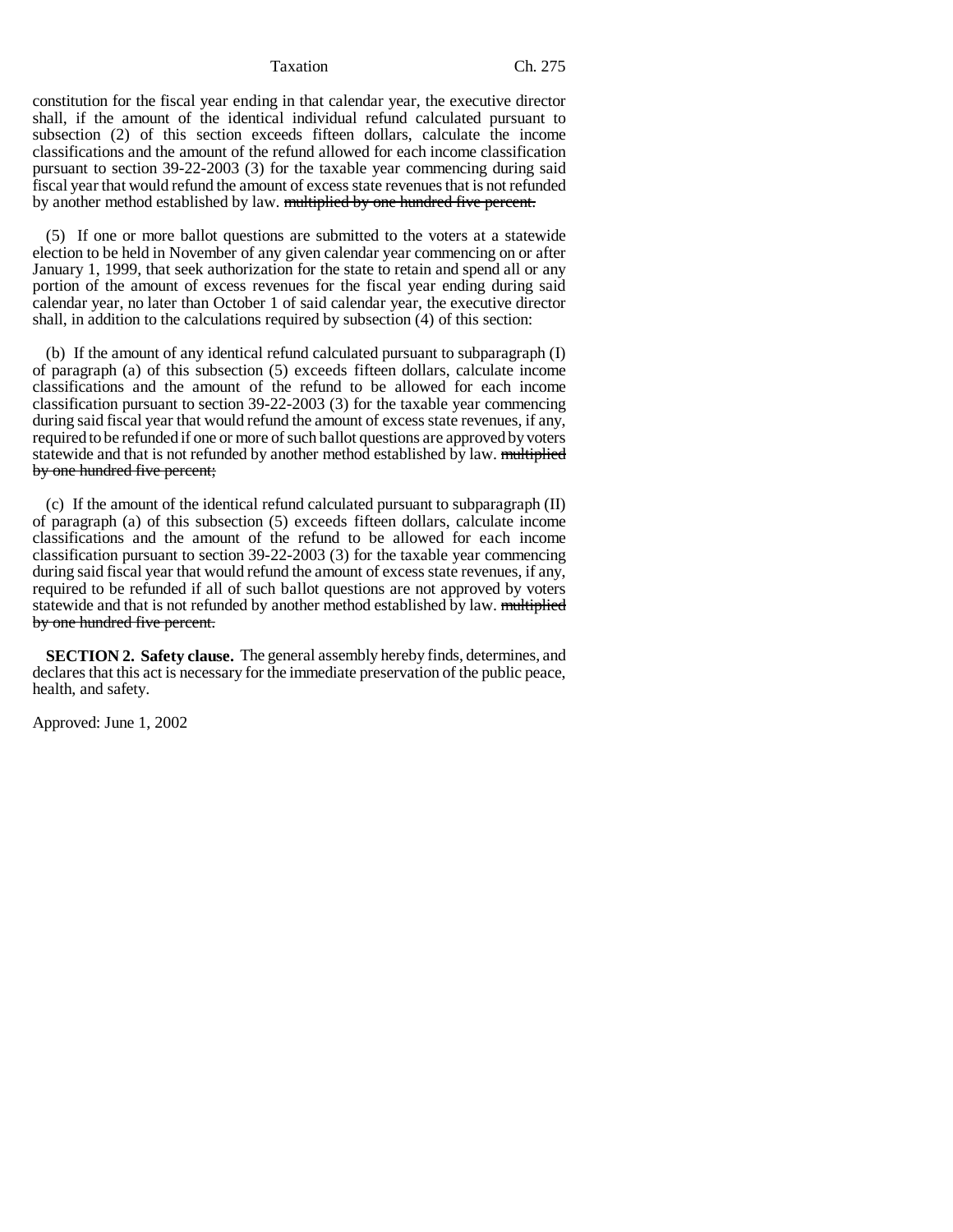constitution for the fiscal year ending in that calendar year, the executive director shall, if the amount of the identical individual refund calculated pursuant to subsection (2) of this section exceeds fifteen dollars, calculate the income classifications and the amount of the refund allowed for each income classification pursuant to section 39-22-2003 (3) for the taxable year commencing during said fiscal year that would refund the amount of excess state revenues that is not refunded by another method established by law. ~~multiplied by one hundred five percent.~~

(5) If one or more ballot questions are submitted to the voters at a statewide election to be held in November of any given calendar year commencing on or after January 1, 1999, that seek authorization for the state to retain and spend all or any portion of the amount of excess revenues for the fiscal year ending during said calendar year, no later than October 1 of said calendar year, the executive director shall, in addition to the calculations required by subsection (4) of this section:

(b) If the amount of any identical refund calculated pursuant to subparagraph (I) of paragraph (a) of this subsection (5) exceeds fifteen dollars, calculate income classifications and the amount of the refund to be allowed for each income classification pursuant to section 39-22-2003 (3) for the taxable year commencing during said fiscal year that would refund the amount of excess state revenues, if any, required to be refunded if one or more of such ballot questions are approved by voters statewide and that is not refunded by another method established by law. ~~multiplied by one hundred five percent;~~

(c) If the amount of the identical refund calculated pursuant to subparagraph (II) of paragraph (a) of this subsection (5) exceeds fifteen dollars, calculate income classifications and the amount of the refund to be allowed for each income classification pursuant to section 39-22-2003 (3) for the taxable year commencing during said fiscal year that would refund the amount of excess state revenues, if any, required to be refunded if all of such ballot questions are not approved by voters statewide and that is not refunded by another method established by law. ~~multiplied by one hundred five percent.~~

**SECTION 2. Safety clause.** The general assembly hereby finds, determines, and declares that this act is necessary for the immediate preservation of the public peace, health, and safety.

Approved: June 1, 2002